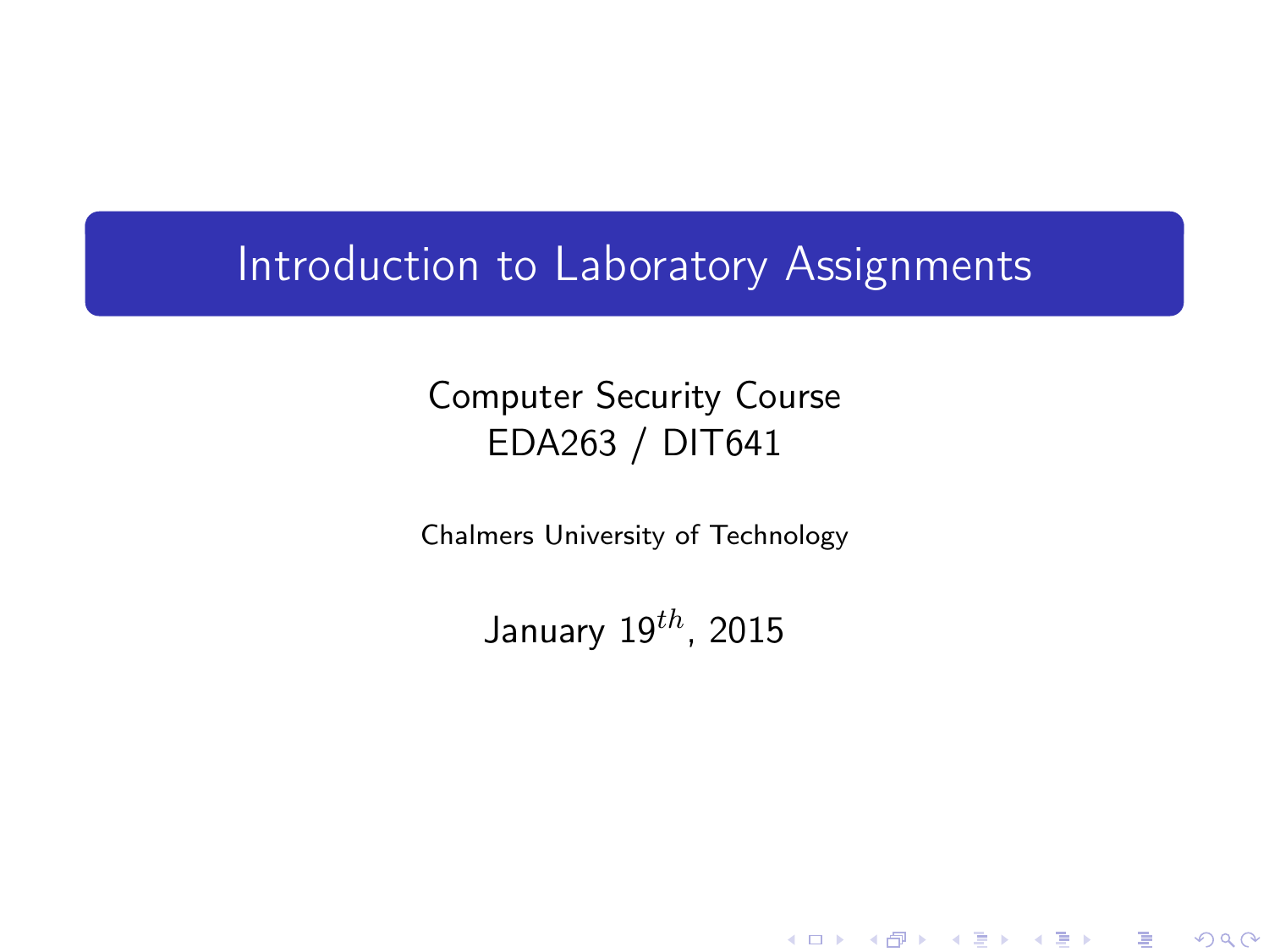# Introduction to Laboratory Assignments

Computer Security Course
EDA263 / DIT641

Chalmers University of Technology

January $19^{th}$, 2015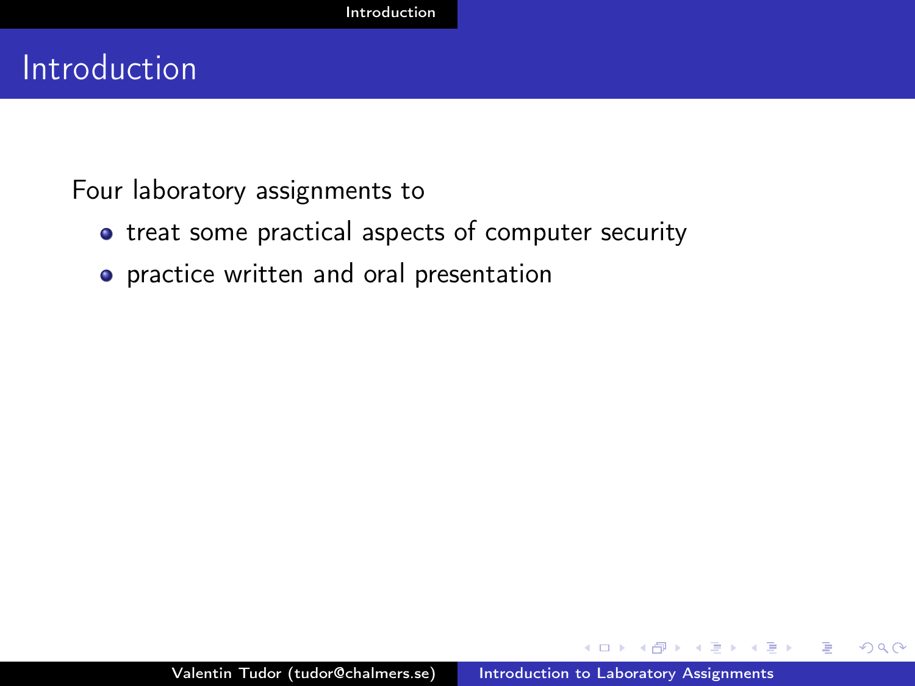# Introduction

Four laboratory assignments to

- treat some practical aspects of computer security
- practice written and oral presentation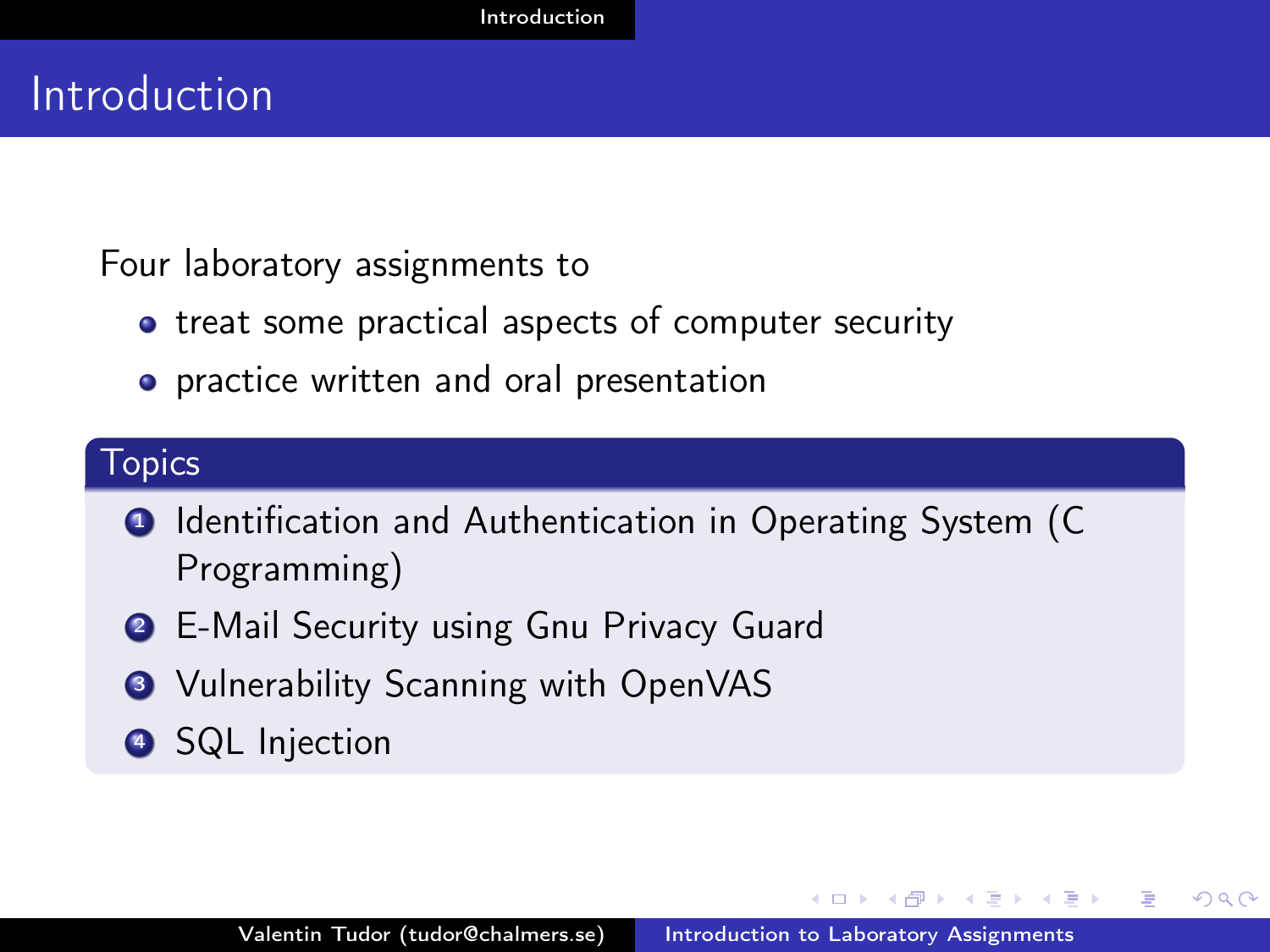# Introduction

Four laboratory assignments to

- treat some practical aspects of computer security
- practice written and oral presentation

**Topics**

1. Identification and Authentication in Operating System (C Programming)
2. E-Mail Security using Gnu Privacy Guard
3. Vulnerability Scanning with OpenVAS
4. SQL Injection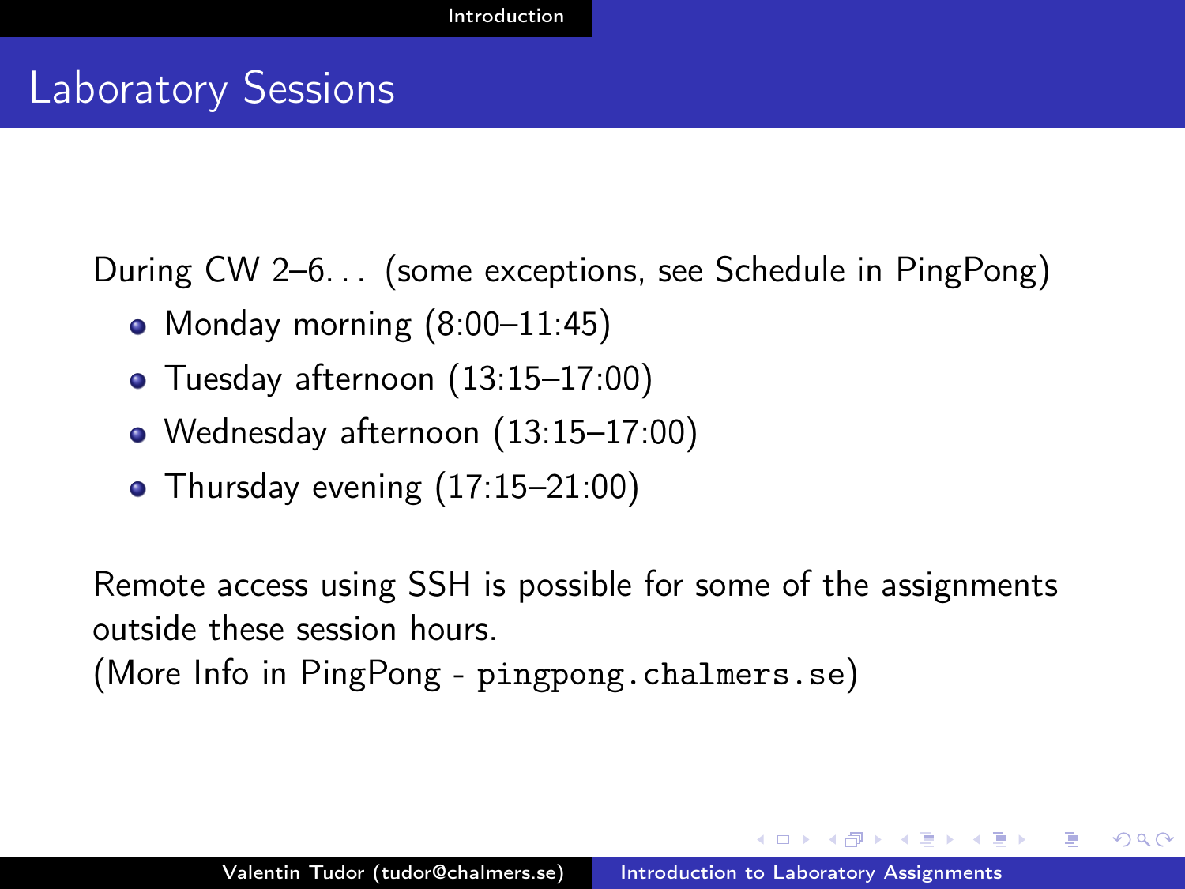# Laboratory Sessions

During CW 2–6... (some exceptions, see Schedule in PingPong)

- Monday morning (8:00–11:45)
- Tuesday afternoon (13:15–17:00)
- Wednesday afternoon (13:15–17:00)
- Thursday evening (17:15–21:00)

Remote access using SSH is possible for some of the assignments outside these session hours.
(More Info in PingPong - `pingpong.chalmers.se`)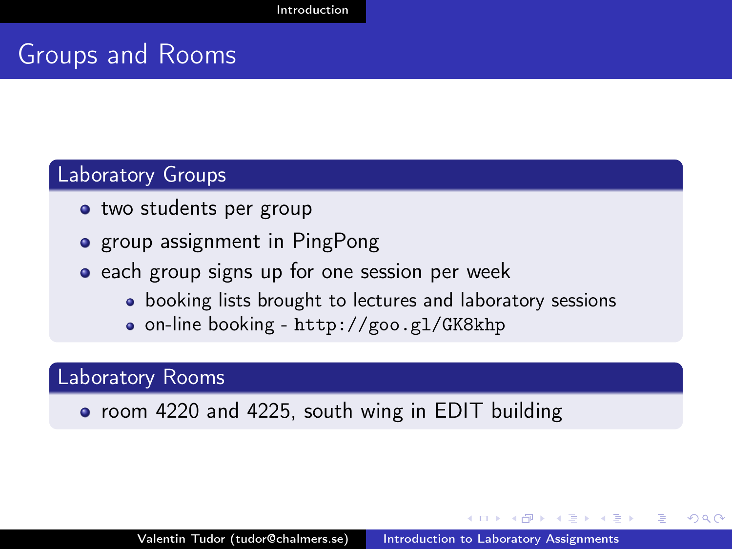# Groups and Rooms

## Laboratory Groups

- two students per group
- group assignment in PingPong
- each group signs up for one session per week
  - booking lists brought to lectures and laboratory sessions
  - on-line booking - `http://goo.gl/GK8khp`

## Laboratory Rooms

- room 4220 and 4225, south wing in EDIT building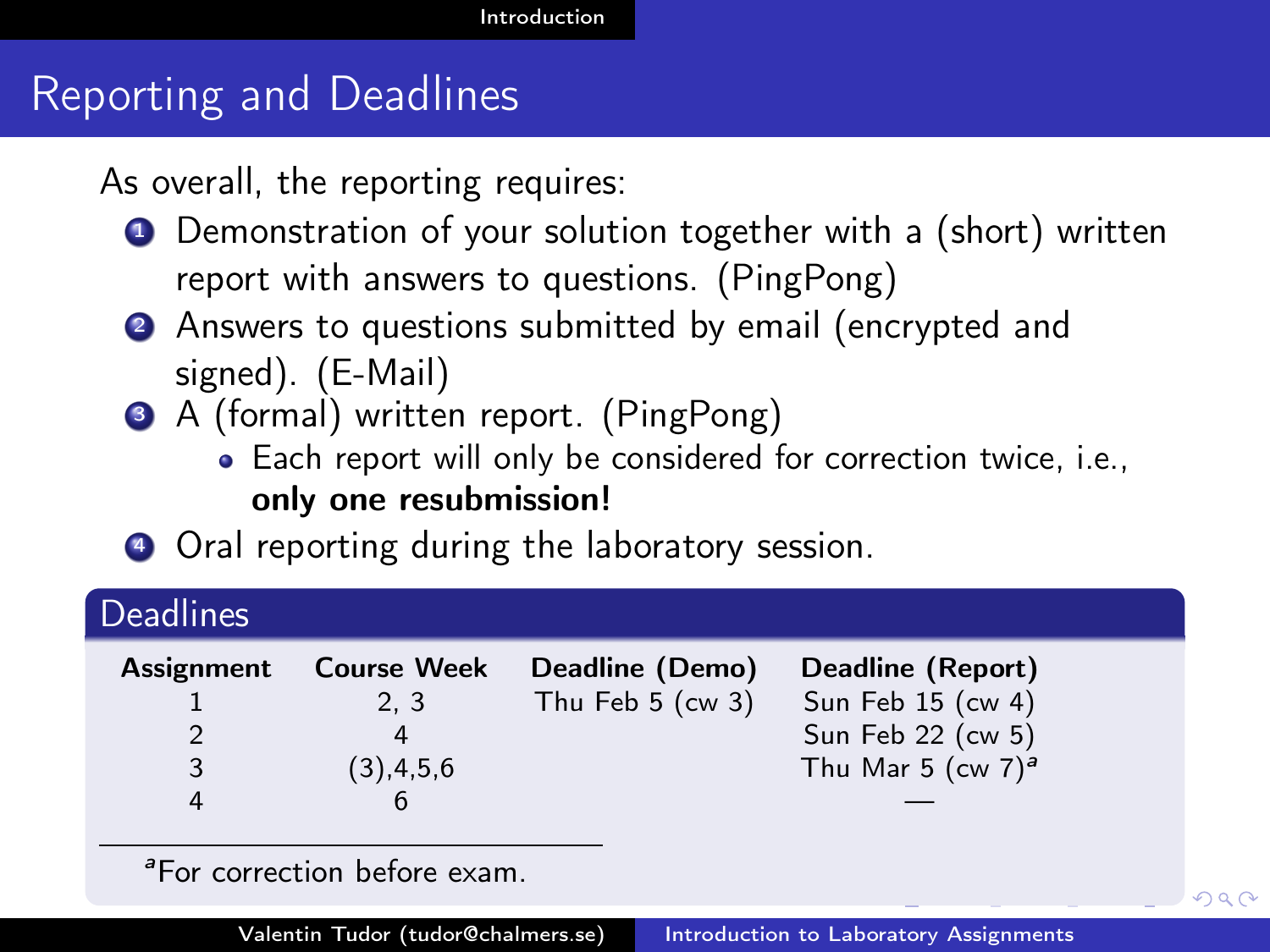# Reporting and Deadlines

As overall, the reporting requires:

1. Demonstration of your solution together with a (short) written report with answers to questions. (PingPong)
2. Answers to questions submitted by email (encrypted and signed). (E-Mail)
3. A (formal) written report. (PingPong)
   - Each report will only be considered for correction twice, i.e., **only one resubmission!**
4. Oral reporting during the laboratory session.

## Deadlines

| Assignment | Course Week | Deadline (Demo) | Deadline (Report) |
|---|---|---|---|
| 1 | 2, 3 | Thu Feb 5 (cw 3) | Sun Feb 15 (cw 4) |
| 2 | 4 | | Sun Feb 22 (cw 5) |
| 3 | (3),4,5,6 | | Thu Mar 5 (cw 7)[a] |
| 4 | 6 | | — |

[a] For correction before exam.